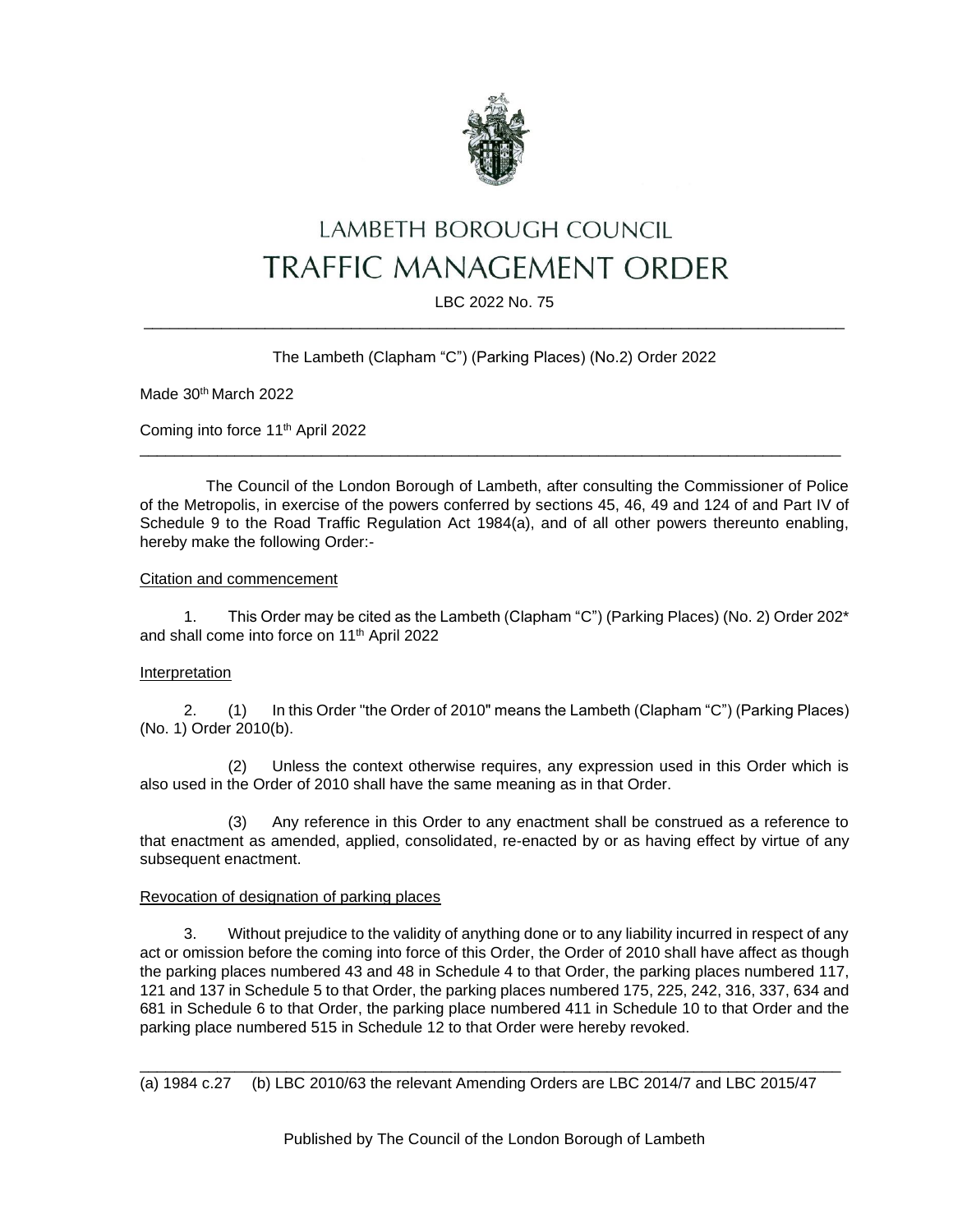# LAMBETH BOROUGH COUNCIL
# TRAFFIC MANAGEMENT ORDER

LBC 2022 No. 75

---

The Lambeth (Clapham "C") (Parking Places) (No.2) Order 2022

Made 30th March 2022

Coming into force 11th April 2022

---

The Council of the London Borough of Lambeth, after consulting the Commissioner of Police of the Metropolis, in exercise of the powers conferred by sections 45, 46, 49 and 124 of and Part IV of Schedule 9 to the Road Traffic Regulation Act 1984(a), and of all other powers thereunto enabling, hereby make the following Order:-

## Citation and commencement

1. This Order may be cited as the Lambeth (Clapham "C") (Parking Places) (No. 2) Order 202* and shall come into force on 11th April 2022

## Interpretation

2. (1) In this Order "the Order of 2010" means the Lambeth (Clapham "C") (Parking Places) (No. 1) Order 2010(b).

(2) Unless the context otherwise requires, any expression used in this Order which is also used in the Order of 2010 shall have the same meaning as in that Order.

(3) Any reference in this Order to any enactment shall be construed as a reference to that enactment as amended, applied, consolidated, re-enacted by or as having effect by virtue of any subsequent enactment.

## Revocation of designation of parking places

3. Without prejudice to the validity of anything done or to any liability incurred in respect of any act or omission before the coming into force of this Order, the Order of 2010 shall have affect as though the parking places numbered 43 and 48 in Schedule 4 to that Order, the parking places numbered 117, 121 and 137 in Schedule 5 to that Order, the parking places numbered 175, 225, 242, 316, 337, 634 and 681 in Schedule 6 to that Order, the parking place numbered 411 in Schedule 10 to that Order and the parking place numbered 515 in Schedule 12 to that Order were hereby revoked.

---

(a) 1984 c.27 (b) LBC 2010/63 the relevant Amending Orders are LBC 2014/7 and LBC 2015/47

Published by The Council of the London Borough of Lambeth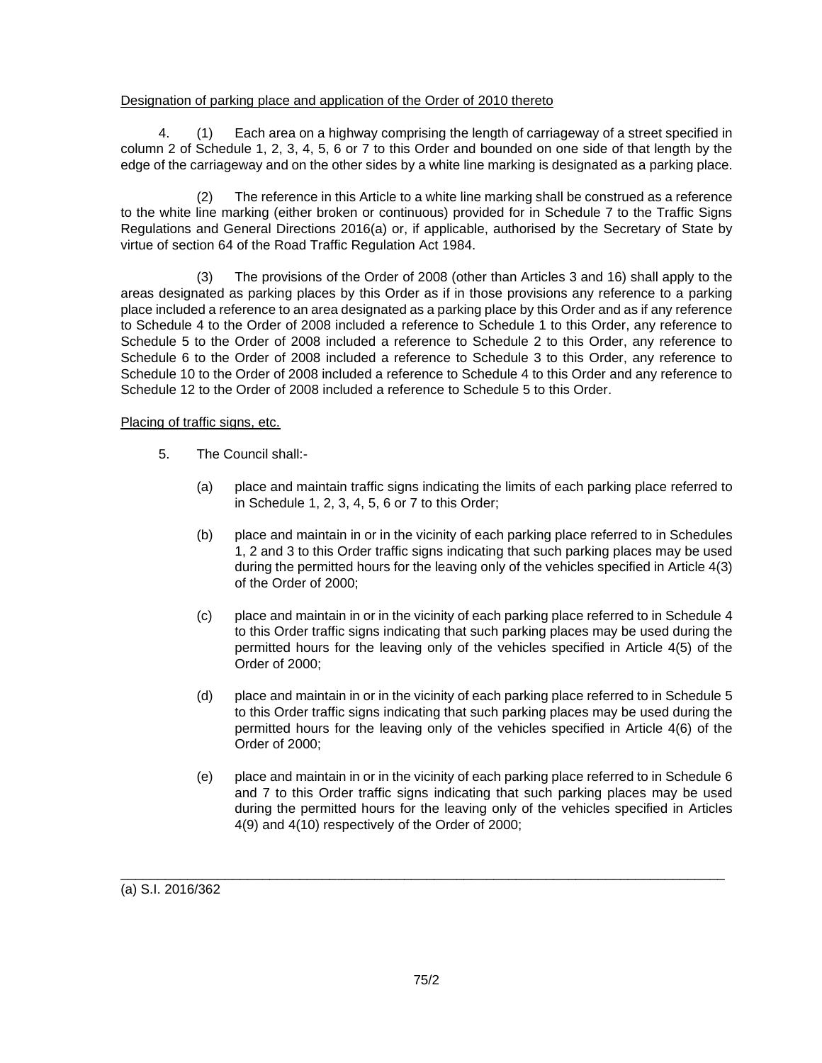Designation of parking place and application of the Order of 2010 thereto

4. (1) Each area on a highway comprising the length of carriageway of a street specified in column 2 of Schedule 1, 2, 3, 4, 5, 6 or 7 to this Order and bounded on one side of that length by the edge of the carriageway and on the other sides by a white line marking is designated as a parking place.

(2) The reference in this Article to a white line marking shall be construed as a reference to the white line marking (either broken or continuous) provided for in Schedule 7 to the Traffic Signs Regulations and General Directions 2016(a) or, if applicable, authorised by the Secretary of State by virtue of section 64 of the Road Traffic Regulation Act 1984.

(3) The provisions of the Order of 2008 (other than Articles 3 and 16) shall apply to the areas designated as parking places by this Order as if in those provisions any reference to a parking place included a reference to an area designated as a parking place by this Order and as if any reference to Schedule 4 to the Order of 2008 included a reference to Schedule 1 to this Order, any reference to Schedule 5 to the Order of 2008 included a reference to Schedule 2 to this Order, any reference to Schedule 6 to the Order of 2008 included a reference to Schedule 3 to this Order, any reference to Schedule 10 to the Order of 2008 included a reference to Schedule 4 to this Order and any reference to Schedule 12 to the Order of 2008 included a reference to Schedule 5 to this Order.

Placing of traffic signs, etc.

5. The Council shall:-

(a) place and maintain traffic signs indicating the limits of each parking place referred to in Schedule 1, 2, 3, 4, 5, 6 or 7 to this Order;

(b) place and maintain in or in the vicinity of each parking place referred to in Schedules 1, 2 and 3 to this Order traffic signs indicating that such parking places may be used during the permitted hours for the leaving only of the vehicles specified in Article 4(3) of the Order of 2000;

(c) place and maintain in or in the vicinity of each parking place referred to in Schedule 4 to this Order traffic signs indicating that such parking places may be used during the permitted hours for the leaving only of the vehicles specified in Article 4(5) of the Order of 2000;

(d) place and maintain in or in the vicinity of each parking place referred to in Schedule 5 to this Order traffic signs indicating that such parking places may be used during the permitted hours for the leaving only of the vehicles specified in Article 4(6) of the Order of 2000;

(e) place and maintain in or in the vicinity of each parking place referred to in Schedule 6 and 7 to this Order traffic signs indicating that such parking places may be used during the permitted hours for the leaving only of the vehicles specified in Articles 4(9) and 4(10) respectively of the Order of 2000;

---

(a) S.I. 2016/362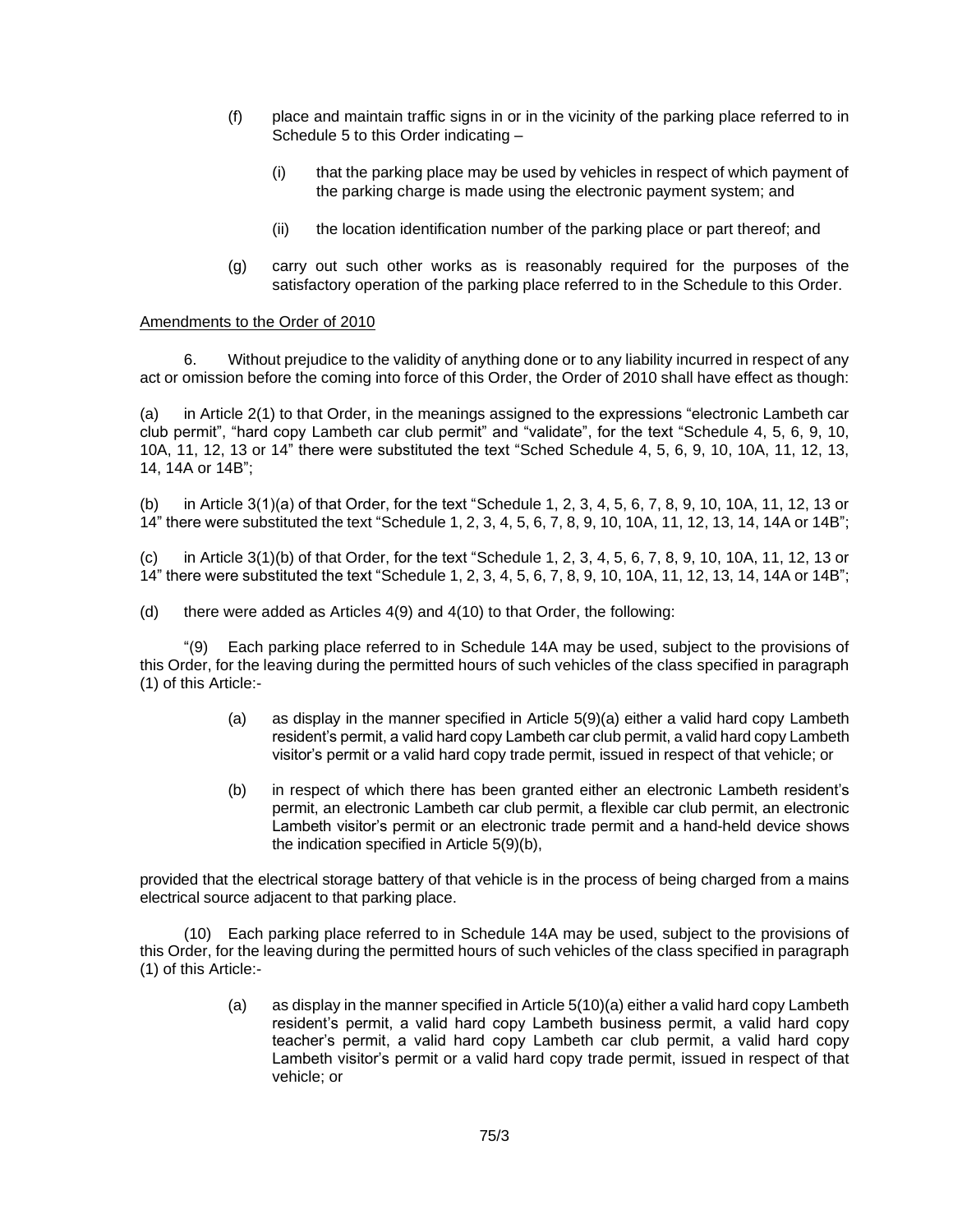(f) place and maintain traffic signs in or in the vicinity of the parking place referred to in Schedule 5 to this Order indicating –

(i) that the parking place may be used by vehicles in respect of which payment of the parking charge is made using the electronic payment system; and

(ii) the location identification number of the parking place or part thereof; and

(g) carry out such other works as is reasonably required for the purposes of the satisfactory operation of the parking place referred to in the Schedule to this Order.

Amendments to the Order of 2010

6. Without prejudice to the validity of anything done or to any liability incurred in respect of any act or omission before the coming into force of this Order, the Order of 2010 shall have effect as though:

(a) in Article 2(1) to that Order, in the meanings assigned to the expressions "electronic Lambeth car club permit", "hard copy Lambeth car club permit" and "validate", for the text "Schedule 4, 5, 6, 9, 10, 10A, 11, 12, 13 or 14" there were substituted the text "Sched Schedule 4, 5, 6, 9, 10, 10A, 11, 12, 13, 14, 14A or 14B";

(b) in Article 3(1)(a) of that Order, for the text "Schedule 1, 2, 3, 4, 5, 6, 7, 8, 9, 10, 10A, 11, 12, 13 or 14" there were substituted the text "Schedule 1, 2, 3, 4, 5, 6, 7, 8, 9, 10, 10A, 11, 12, 13, 14, 14A or 14B";

(c) in Article 3(1)(b) of that Order, for the text "Schedule 1, 2, 3, 4, 5, 6, 7, 8, 9, 10, 10A, 11, 12, 13 or 14" there were substituted the text "Schedule 1, 2, 3, 4, 5, 6, 7, 8, 9, 10, 10A, 11, 12, 13, 14, 14A or 14B";

(d) there were added as Articles 4(9) and 4(10) to that Order, the following:

"(9) Each parking place referred to in Schedule 14A may be used, subject to the provisions of this Order, for the leaving during the permitted hours of such vehicles of the class specified in paragraph (1) of this Article:-

(a) as display in the manner specified in Article 5(9)(a) either a valid hard copy Lambeth resident's permit, a valid hard copy Lambeth car club permit, a valid hard copy Lambeth visitor's permit or a valid hard copy trade permit, issued in respect of that vehicle; or

(b) in respect of which there has been granted either an electronic Lambeth resident's permit, an electronic Lambeth car club permit, a flexible car club permit, an electronic Lambeth visitor's permit or an electronic trade permit and a hand-held device shows the indication specified in Article 5(9)(b),

provided that the electrical storage battery of that vehicle is in the process of being charged from a mains electrical source adjacent to that parking place.

(10) Each parking place referred to in Schedule 14A may be used, subject to the provisions of this Order, for the leaving during the permitted hours of such vehicles of the class specified in paragraph (1) of this Article:-

(a) as display in the manner specified in Article 5(10)(a) either a valid hard copy Lambeth resident's permit, a valid hard copy Lambeth business permit, a valid hard copy teacher's permit, a valid hard copy Lambeth car club permit, a valid hard copy Lambeth visitor's permit or a valid hard copy trade permit, issued in respect of that vehicle; or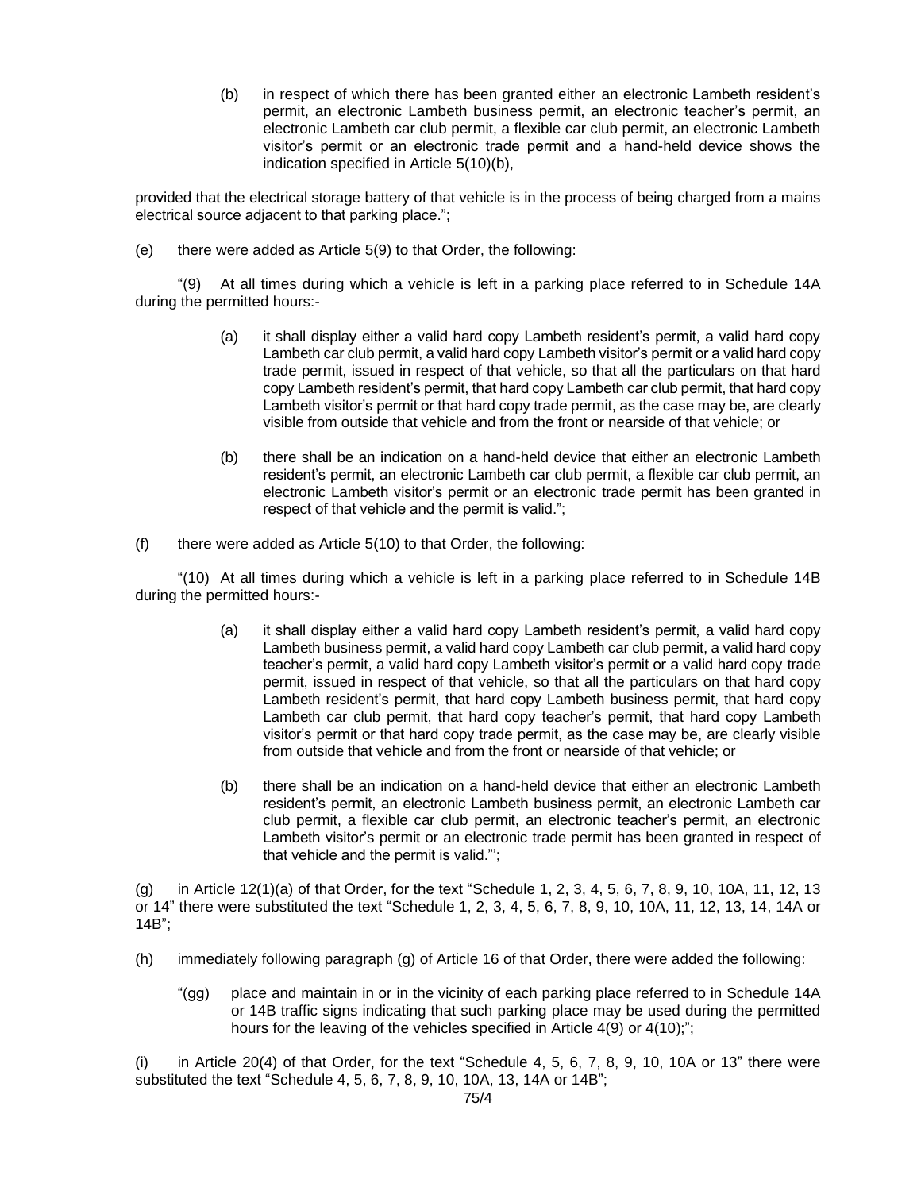(b) in respect of which there has been granted either an electronic Lambeth resident's permit, an electronic Lambeth business permit, an electronic teacher's permit, an electronic Lambeth car club permit, a flexible car club permit, an electronic Lambeth visitor's permit or an electronic trade permit and a hand-held device shows the indication specified in Article 5(10)(b),

provided that the electrical storage battery of that vehicle is in the process of being charged from a mains electrical source adjacent to that parking place.";

(e) there were added as Article 5(9) to that Order, the following:

"(9) At all times during which a vehicle is left in a parking place referred to in Schedule 14A during the permitted hours:-

(a) it shall display either a valid hard copy Lambeth resident's permit, a valid hard copy Lambeth car club permit, a valid hard copy Lambeth visitor's permit or a valid hard copy trade permit, issued in respect of that vehicle, so that all the particulars on that hard copy Lambeth resident's permit, that hard copy Lambeth car club permit, that hard copy Lambeth visitor's permit or that hard copy trade permit, as the case may be, are clearly visible from outside that vehicle and from the front or nearside of that vehicle; or

(b) there shall be an indication on a hand-held device that either an electronic Lambeth resident's permit, an electronic Lambeth car club permit, a flexible car club permit, an electronic Lambeth visitor's permit or an electronic trade permit has been granted in respect of that vehicle and the permit is valid.";

(f) there were added as Article 5(10) to that Order, the following:

"(10) At all times during which a vehicle is left in a parking place referred to in Schedule 14B during the permitted hours:-

(a) it shall display either a valid hard copy Lambeth resident's permit, a valid hard copy Lambeth business permit, a valid hard copy Lambeth car club permit, a valid hard copy teacher's permit, a valid hard copy Lambeth visitor's permit or a valid hard copy trade permit, issued in respect of that vehicle, so that all the particulars on that hard copy Lambeth resident's permit, that hard copy Lambeth business permit, that hard copy Lambeth car club permit, that hard copy teacher's permit, that hard copy Lambeth visitor's permit or that hard copy trade permit, as the case may be, are clearly visible from outside that vehicle and from the front or nearside of that vehicle; or

(b) there shall be an indication on a hand-held device that either an electronic Lambeth resident's permit, an electronic Lambeth business permit, an electronic Lambeth car club permit, a flexible car club permit, an electronic teacher's permit, an electronic Lambeth visitor's permit or an electronic trade permit has been granted in respect of that vehicle and the permit is valid."';

(g) in Article 12(1)(a) of that Order, for the text "Schedule 1, 2, 3, 4, 5, 6, 7, 8, 9, 10, 10A, 11, 12, 13 or 14" there were substituted the text "Schedule 1, 2, 3, 4, 5, 6, 7, 8, 9, 10, 10A, 11, 12, 13, 14, 14A or 14B";

(h) immediately following paragraph (g) of Article 16 of that Order, there were added the following:

"(gg) place and maintain in or in the vicinity of each parking place referred to in Schedule 14A or 14B traffic signs indicating that such parking place may be used during the permitted hours for the leaving of the vehicles specified in Article 4(9) or 4(10);";

(i) in Article 20(4) of that Order, for the text "Schedule 4, 5, 6, 7, 8, 9, 10, 10A or 13" there were substituted the text "Schedule 4, 5, 6, 7, 8, 9, 10, 10A, 13, 14A or 14B";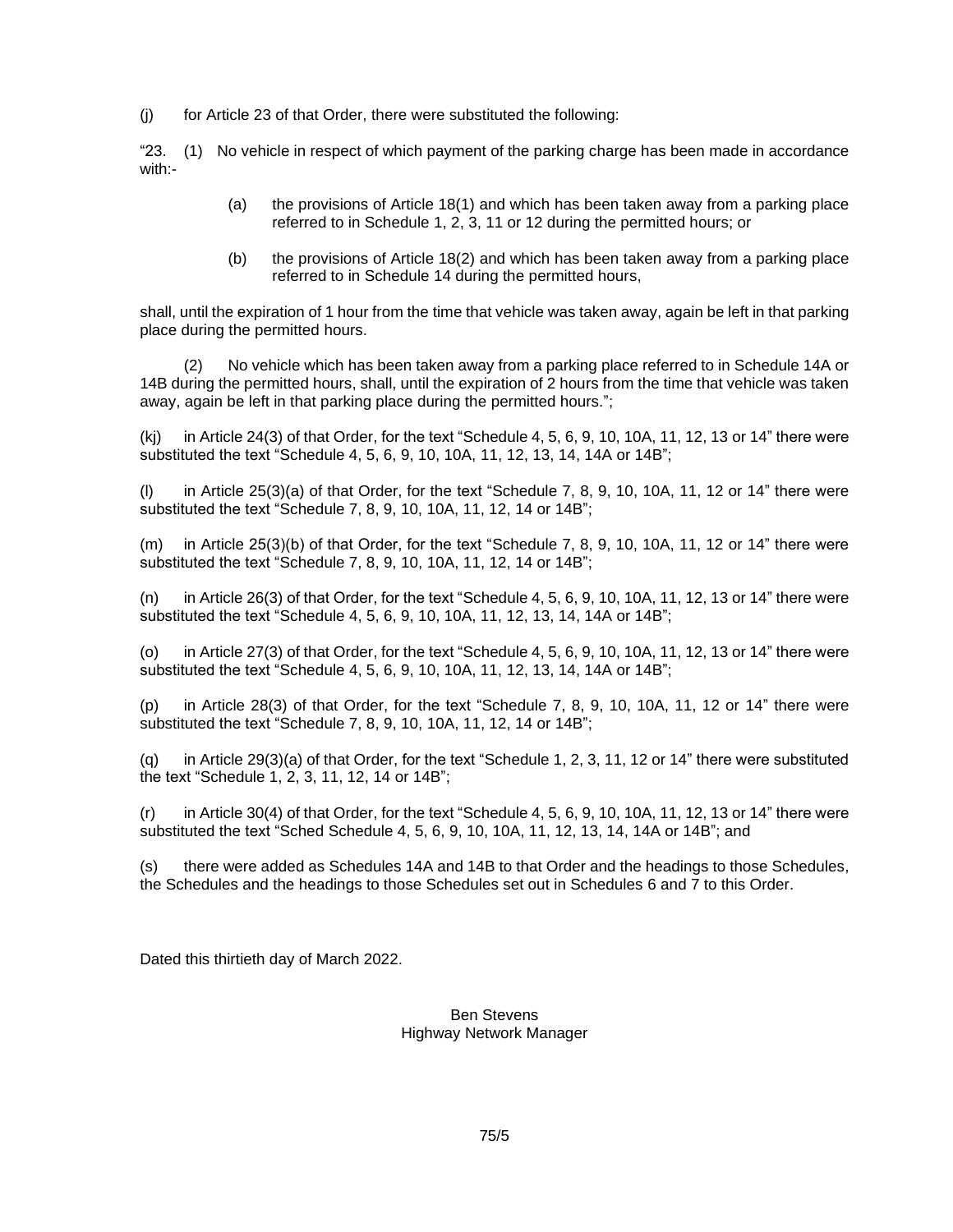(j) for Article 23 of that Order, there were substituted the following:

"23. (1) No vehicle in respect of which payment of the parking charge has been made in accordance with:-

> (a) the provisions of Article 18(1) and which has been taken away from a parking place referred to in Schedule 1, 2, 3, 11 or 12 during the permitted hours; or
>
> (b) the provisions of Article 18(2) and which has been taken away from a parking place referred to in Schedule 14 during the permitted hours,

shall, until the expiration of 1 hour from the time that vehicle was taken away, again be left in that parking place during the permitted hours.

(2) No vehicle which has been taken away from a parking place referred to in Schedule 14A or 14B during the permitted hours, shall, until the expiration of 2 hours from the time that vehicle was taken away, again be left in that parking place during the permitted hours.";

(kj) in Article 24(3) of that Order, for the text "Schedule 4, 5, 6, 9, 10, 10A, 11, 12, 13 or 14" there were substituted the text "Schedule 4, 5, 6, 9, 10, 10A, 11, 12, 13, 14, 14A or 14B";

(l) in Article 25(3)(a) of that Order, for the text "Schedule 7, 8, 9, 10, 10A, 11, 12 or 14" there were substituted the text "Schedule 7, 8, 9, 10, 10A, 11, 12, 14 or 14B";

(m) in Article 25(3)(b) of that Order, for the text "Schedule 7, 8, 9, 10, 10A, 11, 12 or 14" there were substituted the text "Schedule 7, 8, 9, 10, 10A, 11, 12, 14 or 14B";

(n) in Article 26(3) of that Order, for the text "Schedule 4, 5, 6, 9, 10, 10A, 11, 12, 13 or 14" there were substituted the text "Schedule 4, 5, 6, 9, 10, 10A, 11, 12, 13, 14, 14A or 14B";

(o) in Article 27(3) of that Order, for the text "Schedule 4, 5, 6, 9, 10, 10A, 11, 12, 13 or 14" there were substituted the text "Schedule 4, 5, 6, 9, 10, 10A, 11, 12, 13, 14, 14A or 14B";

(p) in Article 28(3) of that Order, for the text "Schedule 7, 8, 9, 10, 10A, 11, 12 or 14" there were substituted the text "Schedule 7, 8, 9, 10, 10A, 11, 12, 14 or 14B";

(q) in Article 29(3)(a) of that Order, for the text "Schedule 1, 2, 3, 11, 12 or 14" there were substituted the text "Schedule 1, 2, 3, 11, 12, 14 or 14B";

(r) in Article 30(4) of that Order, for the text "Schedule 4, 5, 6, 9, 10, 10A, 11, 12, 13 or 14" there were substituted the text "Sched Schedule 4, 5, 6, 9, 10, 10A, 11, 12, 13, 14, 14A or 14B"; and

(s) there were added as Schedules 14A and 14B to that Order and the headings to those Schedules, the Schedules and the headings to those Schedules set out in Schedules 6 and 7 to this Order.

Dated this thirtieth day of March 2022.

Ben Stevens
Highway Network Manager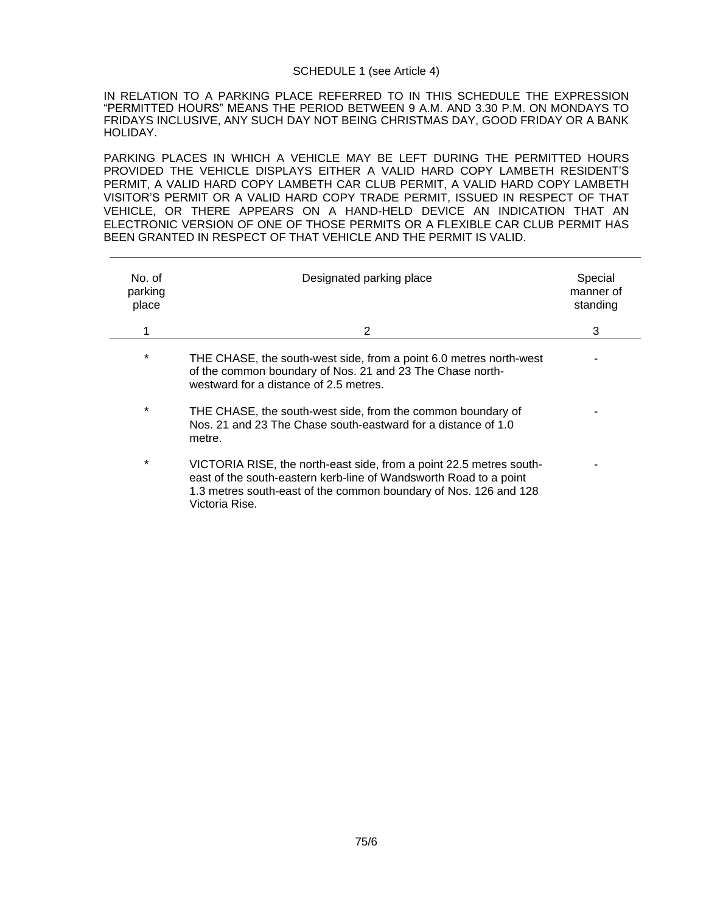SCHEDULE 1 (see Article 4)

IN RELATION TO A PARKING PLACE REFERRED TO IN THIS SCHEDULE THE EXPRESSION "PERMITTED HOURS" MEANS THE PERIOD BETWEEN 9 A.M. AND 3.30 P.M. ON MONDAYS TO FRIDAYS INCLUSIVE, ANY SUCH DAY NOT BEING CHRISTMAS DAY, GOOD FRIDAY OR A BANK HOLIDAY.

PARKING PLACES IN WHICH A VEHICLE MAY BE LEFT DURING THE PERMITTED HOURS PROVIDED THE VEHICLE DISPLAYS EITHER A VALID HARD COPY LAMBETH RESIDENT'S PERMIT, A VALID HARD COPY LAMBETH CAR CLUB PERMIT, A VALID HARD COPY LAMBETH VISITOR'S PERMIT OR A VALID HARD COPY TRADE PERMIT, ISSUED IN RESPECT OF THAT VEHICLE, OR THERE APPEARS ON A HAND-HELD DEVICE AN INDICATION THAT AN ELECTRONIC VERSION OF ONE OF THOSE PERMITS OR A FLEXIBLE CAR CLUB PERMIT HAS BEEN GRANTED IN RESPECT OF THAT VEHICLE AND THE PERMIT IS VALID.

| No. of parking place | Designated parking place | Special manner of standing |
|---|---|---|
| 1 | 2 | 3 |
| * | THE CHASE, the south-west side, from a point 6.0 metres north-west of the common boundary of Nos. 21 and 23 The Chase north-westward for a distance of 2.5 metres. | - |
| * | THE CHASE, the south-west side, from the common boundary of Nos. 21 and 23 The Chase south-eastward for a distance of 1.0 metre. | - |
| * | VICTORIA RISE, the north-east side, from a point 22.5 metres south-east of the south-eastern kerb-line of Wandsworth Road to a point 1.3 metres south-east of the common boundary of Nos. 126 and 128 Victoria Rise. | - |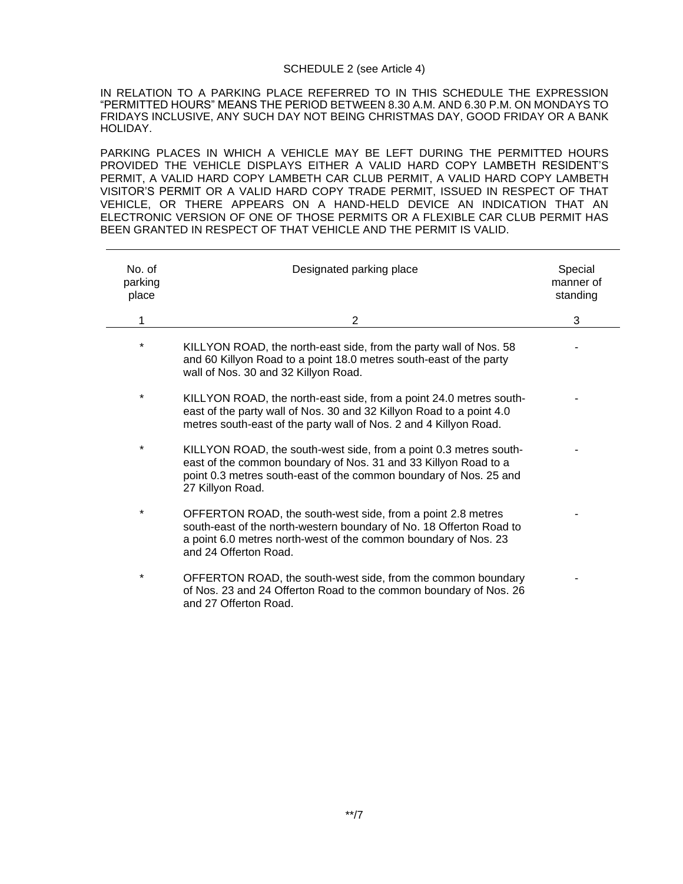SCHEDULE 2 (see Article 4)

IN RELATION TO A PARKING PLACE REFERRED TO IN THIS SCHEDULE THE EXPRESSION "PERMITTED HOURS" MEANS THE PERIOD BETWEEN 8.30 A.M. AND 6.30 P.M. ON MONDAYS TO FRIDAYS INCLUSIVE, ANY SUCH DAY NOT BEING CHRISTMAS DAY, GOOD FRIDAY OR A BANK HOLIDAY.

PARKING PLACES IN WHICH A VEHICLE MAY BE LEFT DURING THE PERMITTED HOURS PROVIDED THE VEHICLE DISPLAYS EITHER A VALID HARD COPY LAMBETH RESIDENT'S PERMIT, A VALID HARD COPY LAMBETH CAR CLUB PERMIT, A VALID HARD COPY LAMBETH VISITOR'S PERMIT OR A VALID HARD COPY TRADE PERMIT, ISSUED IN RESPECT OF THAT VEHICLE, OR THERE APPEARS ON A HAND-HELD DEVICE AN INDICATION THAT AN ELECTRONIC VERSION OF ONE OF THOSE PERMITS OR A FLEXIBLE CAR CLUB PERMIT HAS BEEN GRANTED IN RESPECT OF THAT VEHICLE AND THE PERMIT IS VALID.

| No. of parking place | Designated parking place | Special manner of standing |
|---|---|---|
| 1 | 2 | 3 |
| * | KILLYON ROAD, the north-east side, from the party wall of Nos. 58 and 60 Killyon Road to a point 18.0 metres south-east of the party wall of Nos. 30 and 32 Killyon Road. | - |
| * | KILLYON ROAD, the north-east side, from a point 24.0 metres south-east of the party wall of Nos. 30 and 32 Killyon Road to a point 4.0 metres south-east of the party wall of Nos. 2 and 4 Killyon Road. | - |
| * | KILLYON ROAD, the south-west side, from a point 0.3 metres south-east of the common boundary of Nos. 31 and 33 Killyon Road to a point 0.3 metres south-east of the common boundary of Nos. 25 and 27 Killyon Road. | - |
| * | OFFERTON ROAD, the south-west side, from a point 2.8 metres south-east of the north-western boundary of No. 18 Offerton Road to a point 6.0 metres north-west of the common boundary of Nos. 23 and 24 Offerton Road. | - |
| * | OFFERTON ROAD, the south-west side, from the common boundary of Nos. 23 and 24 Offerton Road to the common boundary of Nos. 26 and 27 Offerton Road. | - |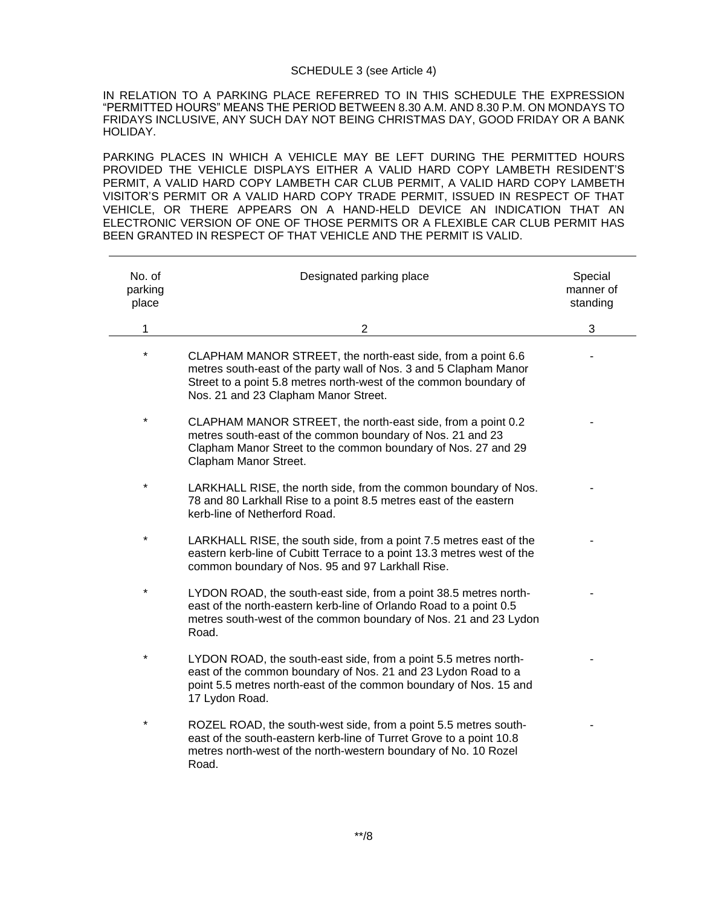SCHEDULE 3 (see Article 4)

IN RELATION TO A PARKING PLACE REFERRED TO IN THIS SCHEDULE THE EXPRESSION "PERMITTED HOURS" MEANS THE PERIOD BETWEEN 8.30 A.M. AND 8.30 P.M. ON MONDAYS TO FRIDAYS INCLUSIVE, ANY SUCH DAY NOT BEING CHRISTMAS DAY, GOOD FRIDAY OR A BANK HOLIDAY.

PARKING PLACES IN WHICH A VEHICLE MAY BE LEFT DURING THE PERMITTED HOURS PROVIDED THE VEHICLE DISPLAYS EITHER A VALID HARD COPY LAMBETH RESIDENT'S PERMIT, A VALID HARD COPY LAMBETH CAR CLUB PERMIT, A VALID HARD COPY LAMBETH VISITOR'S PERMIT OR A VALID HARD COPY TRADE PERMIT, ISSUED IN RESPECT OF THAT VEHICLE, OR THERE APPEARS ON A HAND-HELD DEVICE AN INDICATION THAT AN ELECTRONIC VERSION OF ONE OF THOSE PERMITS OR A FLEXIBLE CAR CLUB PERMIT HAS BEEN GRANTED IN RESPECT OF THAT VEHICLE AND THE PERMIT IS VALID.

| No. of parking place | Designated parking place | Special manner of standing |
|---|---|---|
| 1 | 2 | 3 |
| * | CLAPHAM MANOR STREET, the north-east side, from a point 6.6 metres south-east of the party wall of Nos. 3 and 5 Clapham Manor Street to a point 5.8 metres north-west of the common boundary of Nos. 21 and 23 Clapham Manor Street. | - |
| * | CLAPHAM MANOR STREET, the north-east side, from a point 0.2 metres south-east of the common boundary of Nos. 21 and 23 Clapham Manor Street to the common boundary of Nos. 27 and 29 Clapham Manor Street. | - |
| * | LARKHALL RISE, the north side, from the common boundary of Nos. 78 and 80 Larkhall Rise to a point 8.5 metres east of the eastern kerb-line of Netherford Road. | - |
| * | LARKHALL RISE, the south side, from a point 7.5 metres east of the eastern kerb-line of Cubitt Terrace to a point 13.3 metres west of the common boundary of Nos. 95 and 97 Larkhall Rise. | - |
| * | LYDON ROAD, the south-east side, from a point 38.5 metres north-east of the north-eastern kerb-line of Orlando Road to a point 0.5 metres south-west of the common boundary of Nos. 21 and 23 Lydon Road. | - |
| * | LYDON ROAD, the south-east side, from a point 5.5 metres north-east of the common boundary of Nos. 21 and 23 Lydon Road to a point 5.5 metres north-east of the common boundary of Nos. 15 and 17 Lydon Road. | - |
| * | ROZEL ROAD, the south-west side, from a point 5.5 metres south-east of the south-eastern kerb-line of Turret Grove to a point 10.8 metres north-west of the north-western boundary of No. 10 Rozel Road. | - |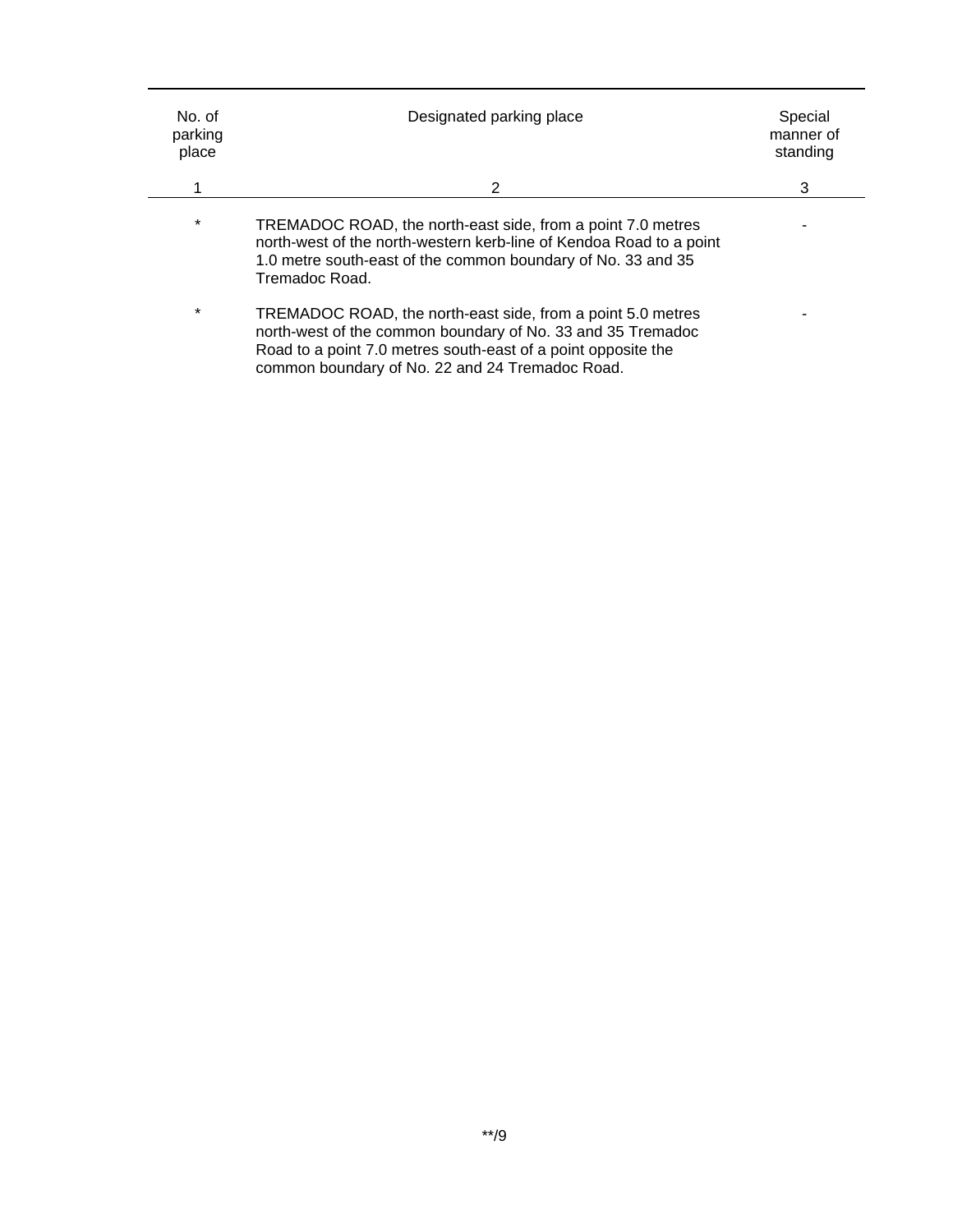| No. of parking place | Designated parking place | Special manner of standing |
|---|---|---|
| 1 | 2 | 3 |
| * | TREMADOC ROAD, the north-east side, from a point 7.0 metres north-west of the north-western kerb-line of Kendoa Road to a point 1.0 metre south-east of the common boundary of No. 33 and 35 Tremadoc Road. | - |
| * | TREMADOC ROAD, the north-east side, from a point 5.0 metres north-west of the common boundary of No. 33 and 35 Tremadoc Road to a point 7.0 metres south-east of a point opposite the common boundary of No. 22 and 24 Tremadoc Road. | - |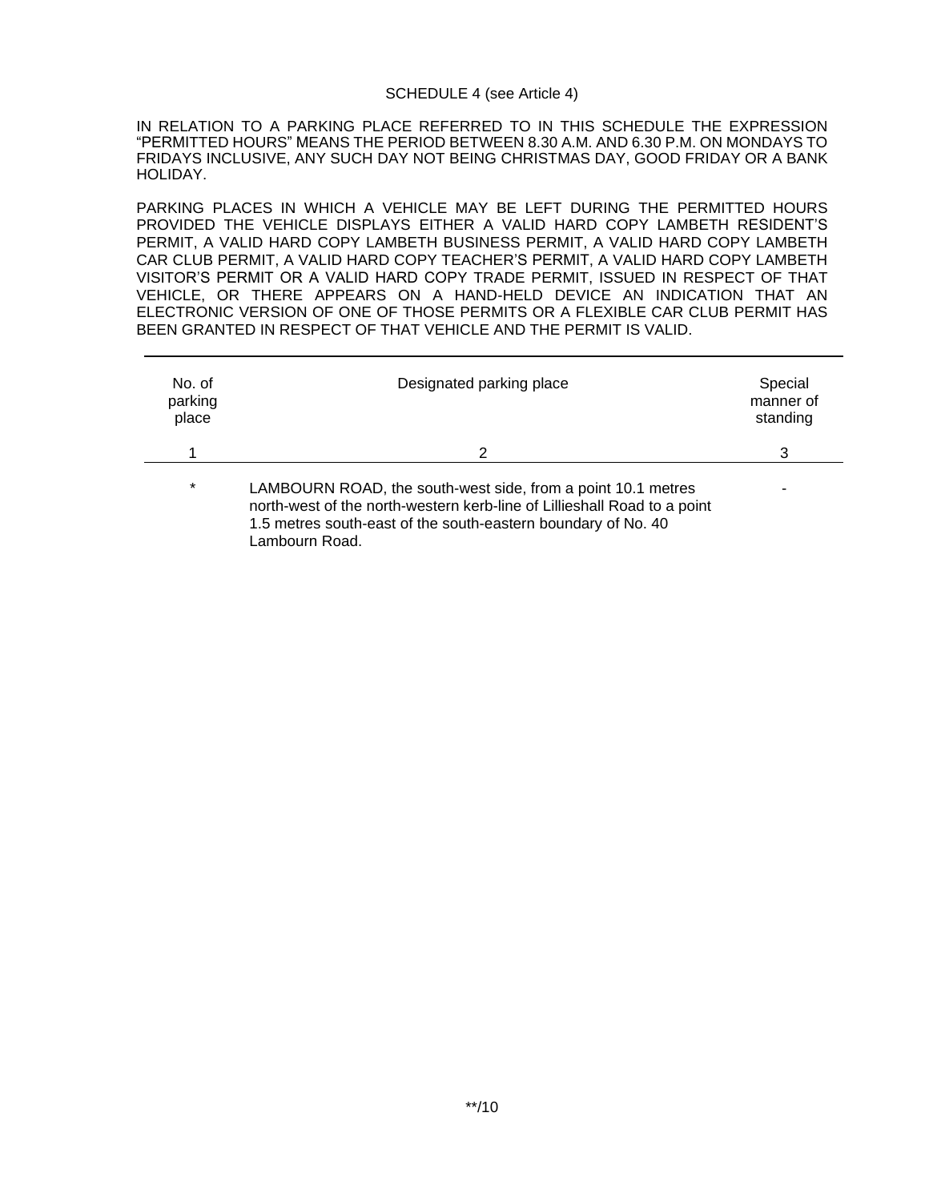SCHEDULE 4 (see Article 4)

IN RELATION TO A PARKING PLACE REFERRED TO IN THIS SCHEDULE THE EXPRESSION "PERMITTED HOURS" MEANS THE PERIOD BETWEEN 8.30 A.M. AND 6.30 P.M. ON MONDAYS TO FRIDAYS INCLUSIVE, ANY SUCH DAY NOT BEING CHRISTMAS DAY, GOOD FRIDAY OR A BANK HOLIDAY.

PARKING PLACES IN WHICH A VEHICLE MAY BE LEFT DURING THE PERMITTED HOURS PROVIDED THE VEHICLE DISPLAYS EITHER A VALID HARD COPY LAMBETH RESIDENT'S PERMIT, A VALID HARD COPY LAMBETH BUSINESS PERMIT, A VALID HARD COPY LAMBETH CAR CLUB PERMIT, A VALID HARD COPY TEACHER'S PERMIT, A VALID HARD COPY LAMBETH VISITOR'S PERMIT OR A VALID HARD COPY TRADE PERMIT, ISSUED IN RESPECT OF THAT VEHICLE, OR THERE APPEARS ON A HAND-HELD DEVICE AN INDICATION THAT AN ELECTRONIC VERSION OF ONE OF THOSE PERMITS OR A FLEXIBLE CAR CLUB PERMIT HAS BEEN GRANTED IN RESPECT OF THAT VEHICLE AND THE PERMIT IS VALID.

| No. of parking place | Designated parking place | Special manner of standing |
|---|---|---|
| 1 | 2 | 3 |
| * | LAMBOURN ROAD, the south-west side, from a point 10.1 metres north-west of the north-western kerb-line of Lillieshall Road to a point 1.5 metres south-east of the south-eastern boundary of No. 40 Lambourn Road. | - |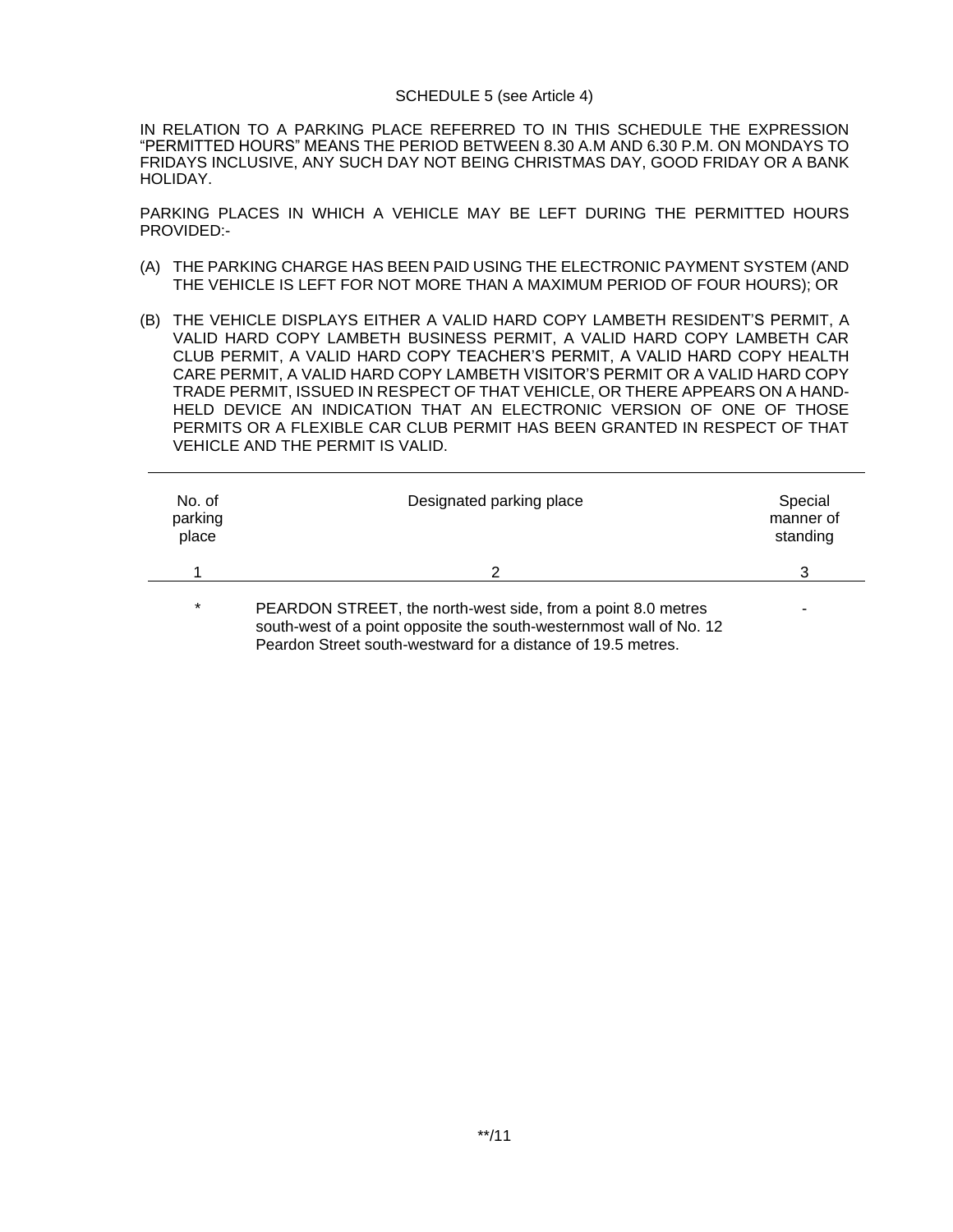SCHEDULE 5 (see Article 4)

IN RELATION TO A PARKING PLACE REFERRED TO IN THIS SCHEDULE THE EXPRESSION "PERMITTED HOURS" MEANS THE PERIOD BETWEEN 8.30 A.M AND 6.30 P.M. ON MONDAYS TO FRIDAYS INCLUSIVE, ANY SUCH DAY NOT BEING CHRISTMAS DAY, GOOD FRIDAY OR A BANK HOLIDAY.

PARKING PLACES IN WHICH A VEHICLE MAY BE LEFT DURING THE PERMITTED HOURS PROVIDED:-

(A) THE PARKING CHARGE HAS BEEN PAID USING THE ELECTRONIC PAYMENT SYSTEM (AND THE VEHICLE IS LEFT FOR NOT MORE THAN A MAXIMUM PERIOD OF FOUR HOURS); OR

(B) THE VEHICLE DISPLAYS EITHER A VALID HARD COPY LAMBETH RESIDENT'S PERMIT, A VALID HARD COPY LAMBETH BUSINESS PERMIT, A VALID HARD COPY LAMBETH CAR CLUB PERMIT, A VALID HARD COPY TEACHER'S PERMIT, A VALID HARD COPY HEALTH CARE PERMIT, A VALID HARD COPY LAMBETH VISITOR'S PERMIT OR A VALID HARD COPY TRADE PERMIT, ISSUED IN RESPECT OF THAT VEHICLE, OR THERE APPEARS ON A HAND-HELD DEVICE AN INDICATION THAT AN ELECTRONIC VERSION OF ONE OF THOSE PERMITS OR A FLEXIBLE CAR CLUB PERMIT HAS BEEN GRANTED IN RESPECT OF THAT VEHICLE AND THE PERMIT IS VALID.

| No. of parking place | Designated parking place | Special manner of standing |
|---|---|---|
| 1 | 2 | 3 |
| * | PEARDON STREET, the north-west side, from a point 8.0 metres south-west of a point opposite the south-westernmost wall of No. 12 Peardon Street south-westward for a distance of 19.5 metres. | - |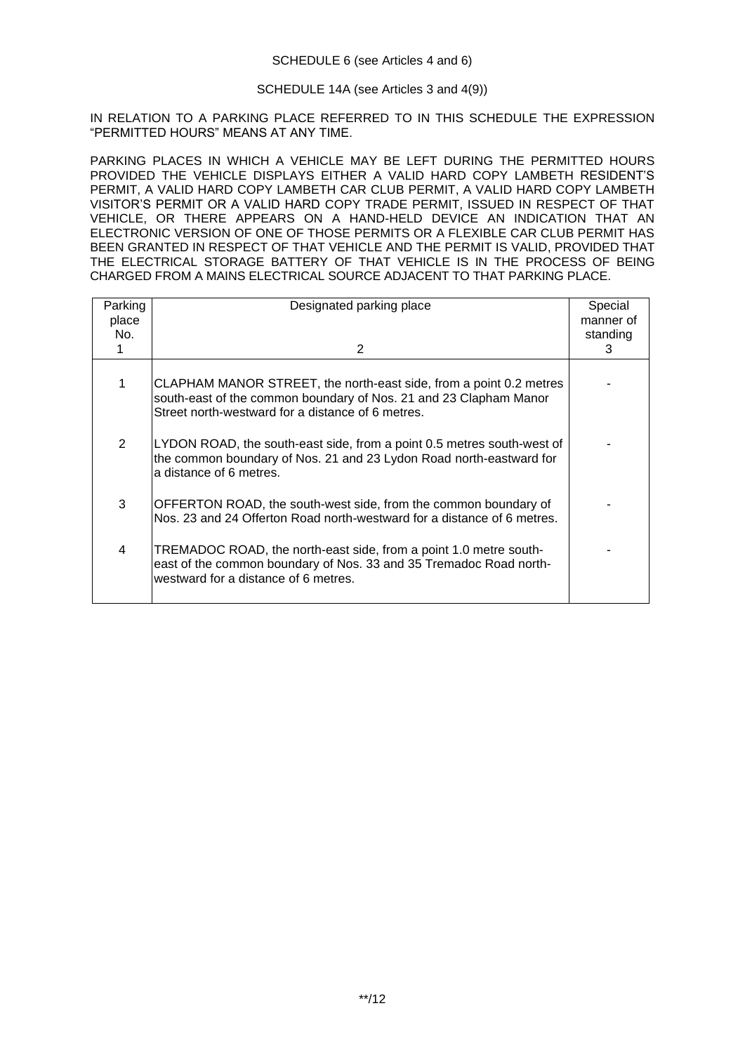SCHEDULE 6 (see Articles 4 and 6)

SCHEDULE 14A (see Articles 3 and 4(9))

IN RELATION TO A PARKING PLACE REFERRED TO IN THIS SCHEDULE THE EXPRESSION "PERMITTED HOURS" MEANS AT ANY TIME.

PARKING PLACES IN WHICH A VEHICLE MAY BE LEFT DURING THE PERMITTED HOURS PROVIDED THE VEHICLE DISPLAYS EITHER A VALID HARD COPY LAMBETH RESIDENT'S PERMIT, A VALID HARD COPY LAMBETH CAR CLUB PERMIT, A VALID HARD COPY LAMBETH VISITOR'S PERMIT OR A VALID HARD COPY TRADE PERMIT, ISSUED IN RESPECT OF THAT VEHICLE, OR THERE APPEARS ON A HAND-HELD DEVICE AN INDICATION THAT AN ELECTRONIC VERSION OF ONE OF THOSE PERMITS OR A FLEXIBLE CAR CLUB PERMIT HAS BEEN GRANTED IN RESPECT OF THAT VEHICLE AND THE PERMIT IS VALID, PROVIDED THAT THE ELECTRICAL STORAGE BATTERY OF THAT VEHICLE IS IN THE PROCESS OF BEING CHARGED FROM A MAINS ELECTRICAL SOURCE ADJACENT TO THAT PARKING PLACE.

| Parking place No. 1 | Designated parking place 2 | Special manner of standing 3 |
|---|---|---|
| 1 | CLAPHAM MANOR STREET, the north-east side, from a point 0.2 metres south-east of the common boundary of Nos. 21 and 23 Clapham Manor Street north-westward for a distance of 6 metres. | - |
| 2 | LYDON ROAD, the south-east side, from a point 0.5 metres south-west of the common boundary of Nos. 21 and 23 Lydon Road north-eastward for a distance of 6 metres. | - |
| 3 | OFFERTON ROAD, the south-west side, from the common boundary of Nos. 23 and 24 Offerton Road north-westward for a distance of 6 metres. | - |
| 4 | TREMADOC ROAD, the north-east side, from a point 1.0 metre south-east of the common boundary of Nos. 33 and 35 Tremadoc Road north-westward for a distance of 6 metres. | - |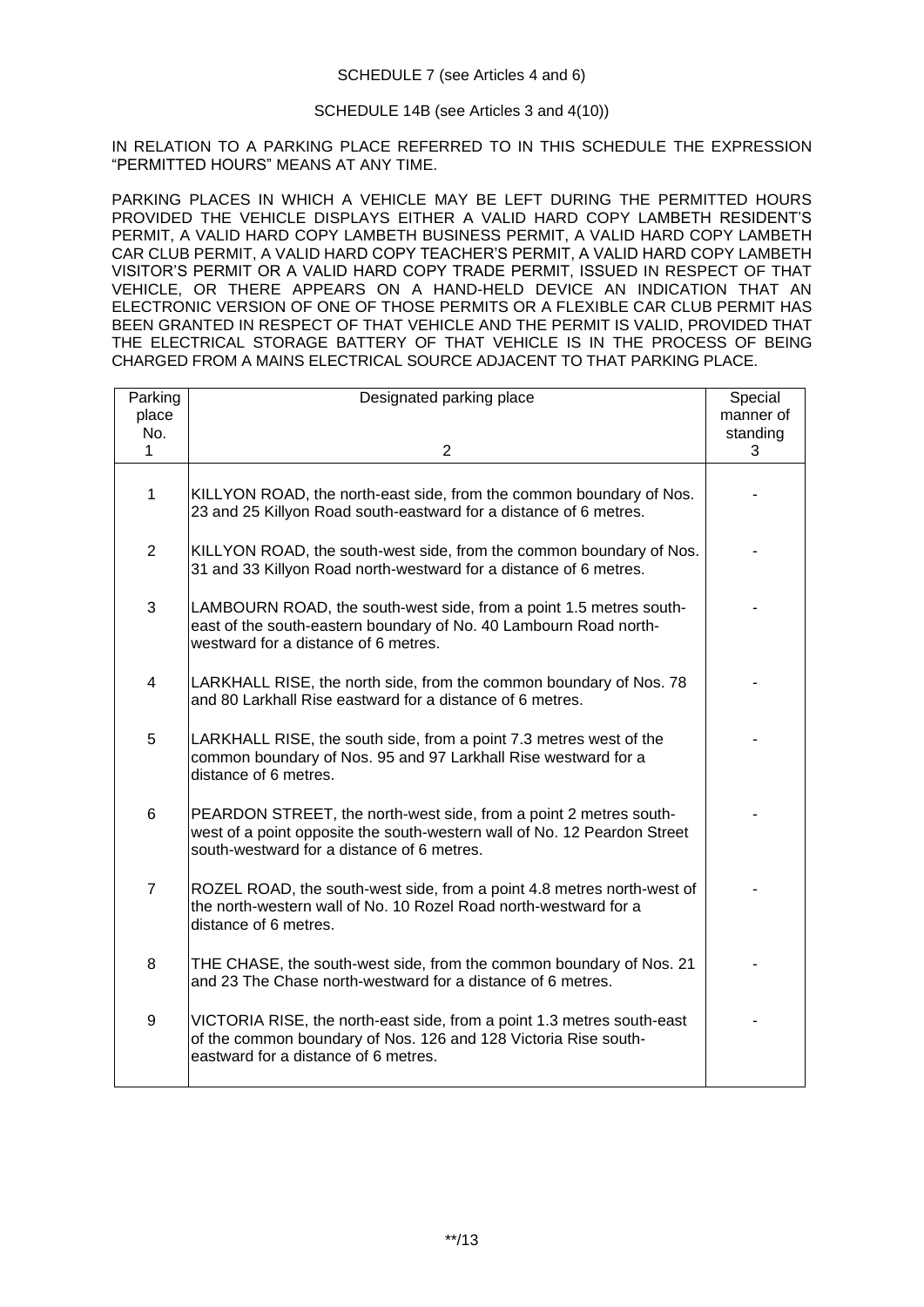SCHEDULE 7 (see Articles 4 and 6)

SCHEDULE 14B (see Articles 3 and 4(10))

IN RELATION TO A PARKING PLACE REFERRED TO IN THIS SCHEDULE THE EXPRESSION "PERMITTED HOURS" MEANS AT ANY TIME.

PARKING PLACES IN WHICH A VEHICLE MAY BE LEFT DURING THE PERMITTED HOURS PROVIDED THE VEHICLE DISPLAYS EITHER A VALID HARD COPY LAMBETH RESIDENT'S PERMIT, A VALID HARD COPY LAMBETH BUSINESS PERMIT, A VALID HARD COPY LAMBETH CAR CLUB PERMIT, A VALID HARD COPY TEACHER'S PERMIT, A VALID HARD COPY LAMBETH VISITOR'S PERMIT OR A VALID HARD COPY TRADE PERMIT, ISSUED IN RESPECT OF THAT VEHICLE, OR THERE APPEARS ON A HAND-HELD DEVICE AN INDICATION THAT AN ELECTRONIC VERSION OF ONE OF THOSE PERMITS OR A FLEXIBLE CAR CLUB PERMIT HAS BEEN GRANTED IN RESPECT OF THAT VEHICLE AND THE PERMIT IS VALID, PROVIDED THAT THE ELECTRICAL STORAGE BATTERY OF THAT VEHICLE IS IN THE PROCESS OF BEING CHARGED FROM A MAINS ELECTRICAL SOURCE ADJACENT TO THAT PARKING PLACE.

| Parking place No. 1 | Designated parking place 2 | Special manner of standing 3 |
|---|---|---|
| 1 | KILLYON ROAD, the north-east side, from the common boundary of Nos. 23 and 25 Killyon Road south-eastward for a distance of 6 metres. | - |
| 2 | KILLYON ROAD, the south-west side, from the common boundary of Nos. 31 and 33 Killyon Road north-westward for a distance of 6 metres. | - |
| 3 | LAMBOURN ROAD, the south-west side, from a point 1.5 metres south-east of the south-eastern boundary of No. 40 Lambourn Road north-westward for a distance of 6 metres. | - |
| 4 | LARKHALL RISE, the north side, from the common boundary of Nos. 78 and 80 Larkhall Rise eastward for a distance of 6 metres. | - |
| 5 | LARKHALL RISE, the south side, from a point 7.3 metres west of the common boundary of Nos. 95 and 97 Larkhall Rise westward for a distance of 6 metres. | - |
| 6 | PEARDON STREET, the north-west side, from a point 2 metres south-west of a point opposite the south-western wall of No. 12 Peardon Street south-westward for a distance of 6 metres. | - |
| 7 | ROZEL ROAD, the south-west side, from a point 4.8 metres north-west of the north-western wall of No. 10 Rozel Road north-westward for a distance of 6 metres. | - |
| 8 | THE CHASE, the south-west side, from the common boundary of Nos. 21 and 23 The Chase north-westward for a distance of 6 metres. | - |
| 9 | VICTORIA RISE, the north-east side, from a point 1.3 metres south-east of the common boundary of Nos. 126 and 128 Victoria Rise south-eastward for a distance of 6 metres. | - |